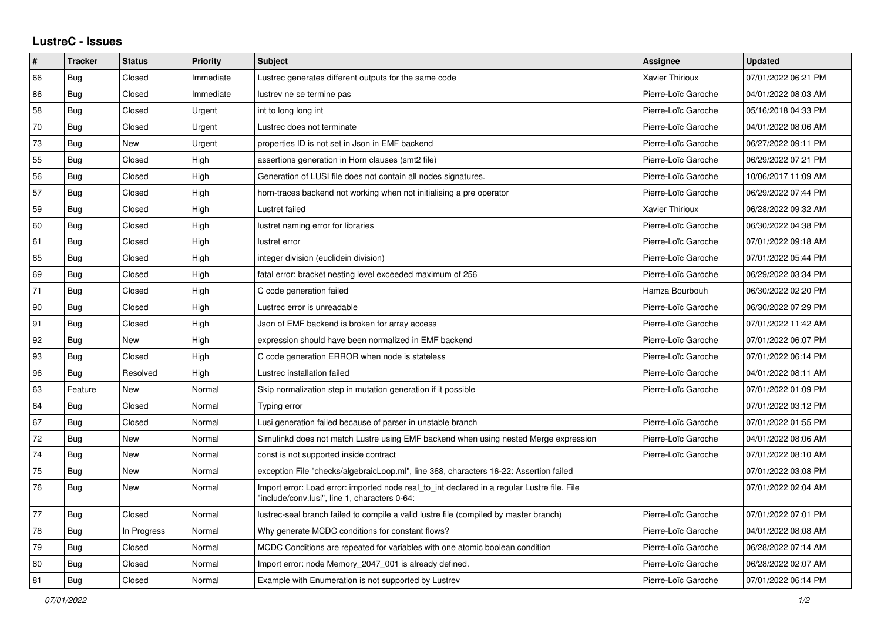# LustreC - Issues

| # | Tracker | Status | Priority | Subject | Assignee | Updated |
|---|---|---|---|---|---|---|
| 66 | Bug | Closed | Immediate | Lustrec generates different outputs for the same code | Xavier Thirioux | 07/01/2022 06:21 PM |
| 86 | Bug | Closed | Immediate | lustrev ne se termine pas | Pierre-Loïc Garoche | 04/01/2022 08:03 AM |
| 58 | Bug | Closed | Urgent | int to long long int | Pierre-Loïc Garoche | 05/16/2018 04:33 PM |
| 70 | Bug | Closed | Urgent | Lustrec does not terminate | Pierre-Loïc Garoche | 04/01/2022 08:06 AM |
| 73 | Bug | New | Urgent | properties ID is not set in Json in EMF backend | Pierre-Loïc Garoche | 06/27/2022 09:11 PM |
| 55 | Bug | Closed | High | assertions generation in Horn clauses (smt2 file) | Pierre-Loïc Garoche | 06/29/2022 07:21 PM |
| 56 | Bug | Closed | High | Generation of LUSI file does not contain all nodes signatures. | Pierre-Loïc Garoche | 10/06/2017 11:09 AM |
| 57 | Bug | Closed | High | horn-traces backend not working when not initialising a pre operator | Pierre-Loïc Garoche | 06/29/2022 07:44 PM |
| 59 | Bug | Closed | High | Lustret failed | Xavier Thirioux | 06/28/2022 09:32 AM |
| 60 | Bug | Closed | High | lustret naming error for libraries | Pierre-Loïc Garoche | 06/30/2022 04:38 PM |
| 61 | Bug | Closed | High | lustret error | Pierre-Loïc Garoche | 07/01/2022 09:18 AM |
| 65 | Bug | Closed | High | integer division (euclidein division) | Pierre-Loïc Garoche | 07/01/2022 05:44 PM |
| 69 | Bug | Closed | High | fatal error: bracket nesting level exceeded maximum of 256 | Pierre-Loïc Garoche | 06/29/2022 03:34 PM |
| 71 | Bug | Closed | High | C code generation failed | Hamza Bourbouh | 06/30/2022 02:20 PM |
| 90 | Bug | Closed | High | Lustrec error is unreadable | Pierre-Loïc Garoche | 06/30/2022 07:29 PM |
| 91 | Bug | Closed | High | Json of EMF backend is broken for array access | Pierre-Loïc Garoche | 07/01/2022 11:42 AM |
| 92 | Bug | New | High | expression should have been normalized in EMF backend | Pierre-Loïc Garoche | 07/01/2022 06:07 PM |
| 93 | Bug | Closed | High | C code generation ERROR when node is stateless | Pierre-Loïc Garoche | 07/01/2022 06:14 PM |
| 96 | Bug | Resolved | High | Lustrec installation failed | Pierre-Loïc Garoche | 04/01/2022 08:11 AM |
| 63 | Feature | New | Normal | Skip normalization step in mutation generation if it possible | Pierre-Loïc Garoche | 07/01/2022 01:09 PM |
| 64 | Bug | Closed | Normal | Typing error | | 07/01/2022 03:12 PM |
| 67 | Bug | Closed | Normal | Lusi generation failed because of parser in unstable branch | Pierre-Loïc Garoche | 07/01/2022 01:55 PM |
| 72 | Bug | New | Normal | Simulinkd does not match Lustre using EMF backend when using nested Merge expression | Pierre-Loïc Garoche | 04/01/2022 08:06 AM |
| 74 | Bug | New | Normal | const is not supported inside contract | Pierre-Loïc Garoche | 07/01/2022 08:10 AM |
| 75 | Bug | New | Normal | exception File "checks/algebraicLoop.ml", line 368, characters 16-22: Assertion failed | | 07/01/2022 03:08 PM |
| 76 | Bug | New | Normal | Import error: Load error: imported node real_to_int declared in a regular Lustre file. File "include/conv.lusi", line 1, characters 0-64: | | 07/01/2022 02:04 AM |
| 77 | Bug | Closed | Normal | lustrec-seal branch failed to compile a valid lustre file (compiled by master branch) | Pierre-Loïc Garoche | 07/01/2022 07:01 PM |
| 78 | Bug | In Progress | Normal | Why generate MCDC conditions for constant flows? | Pierre-Loïc Garoche | 04/01/2022 08:08 AM |
| 79 | Bug | Closed | Normal | MCDC Conditions are repeated for variables with one atomic boolean condition | Pierre-Loïc Garoche | 06/28/2022 07:14 AM |
| 80 | Bug | Closed | Normal | Import error: node Memory_2047_001 is already defined. | Pierre-Loïc Garoche | 06/28/2022 02:07 AM |
| 81 | Bug | Closed | Normal | Example with Enumeration is not supported by Lustrev | Pierre-Loïc Garoche | 07/01/2022 06:14 PM |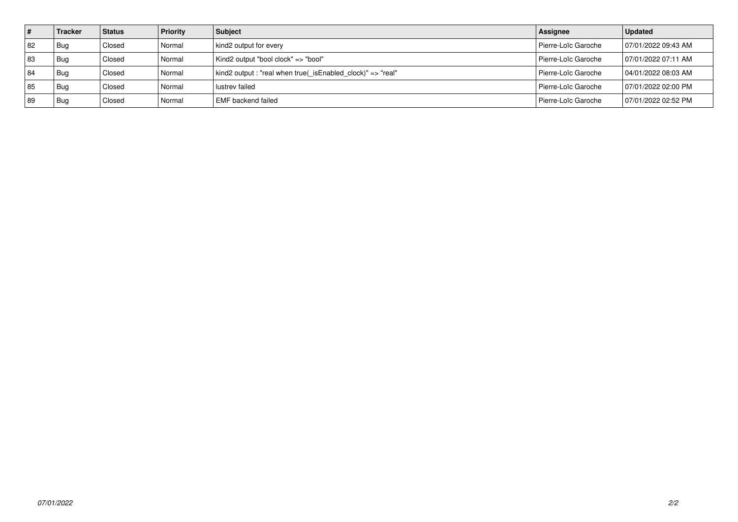| # | Tracker | Status | Priority | Subject | Assignee | Updated |
|---|---|---|---|---|---|---|
| 82 | Bug | Closed | Normal | kind2 output for every | Pierre-Loïc Garoche | 07/01/2022 09:43 AM |
| 83 | Bug | Closed | Normal | Kind2 output "bool clock" => "bool" | Pierre-Loïc Garoche | 07/01/2022 07:11 AM |
| 84 | Bug | Closed | Normal | kind2 output : "real when true(_isEnabled_clock)" => "real" | Pierre-Loïc Garoche | 04/01/2022 08:03 AM |
| 85 | Bug | Closed | Normal | lustrev failed | Pierre-Loïc Garoche | 07/01/2022 02:00 PM |
| 89 | Bug | Closed | Normal | EMF backend failed | Pierre-Loïc Garoche | 07/01/2022 02:52 PM |